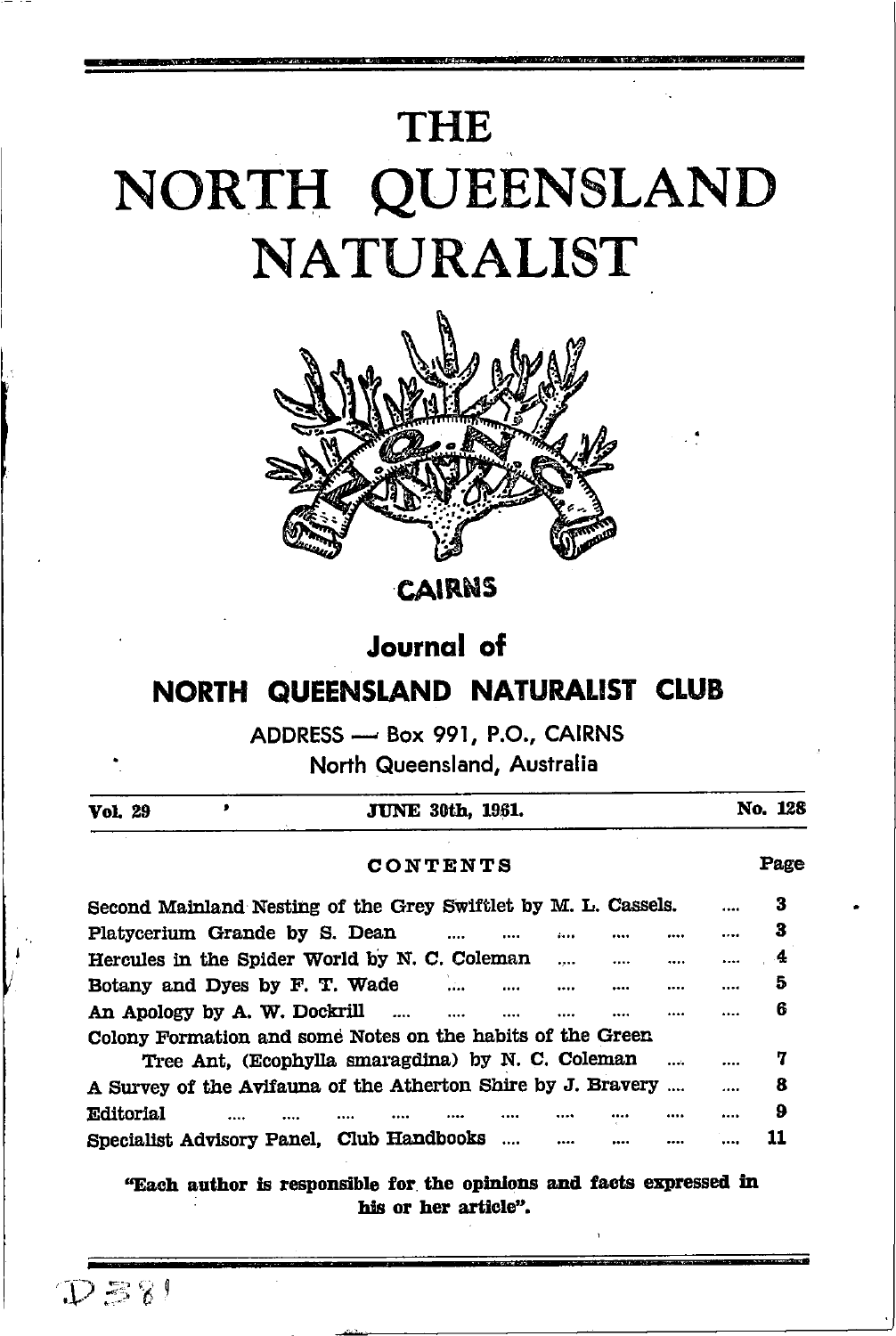# THE NORTH QUEENSLAND NATURALIST

CAIRNS

## Journal of

## NORTH QUEENSLAND NATURALIST CLUB

ADDRESS — Box 991, P.O., CAIRNS
North Queensland, Australia

Vol. 29 | JUNE 30th, 1961. | No. 128

**CONTENTS**

| | Page |
|---|---|
| Second Mainland Nesting of the Grey Swiftlet by M. L. Cassels. | 3 |
| Platycerium Grande by S. Dean | 3 |
| Hercules in the Spider World by N. C. Coleman | 4 |
| Botany and Dyes by F. T. Wade | 5 |
| An Apology by A. W. Dockrill | 6 |
| Colony Formation and some Notes on the habits of the Green Tree Ant, (Ecophylla smaragdina) by N. C. Coleman | 7 |
| A Survey of the Avifauna of the Atherton Shire by J. Bravery | 8 |
| Editorial | 9 |
| Specialist Advisory Panel, Club Handbooks | 11 |

**"Each author is responsible for the opinions and facts expressed in his or her article".**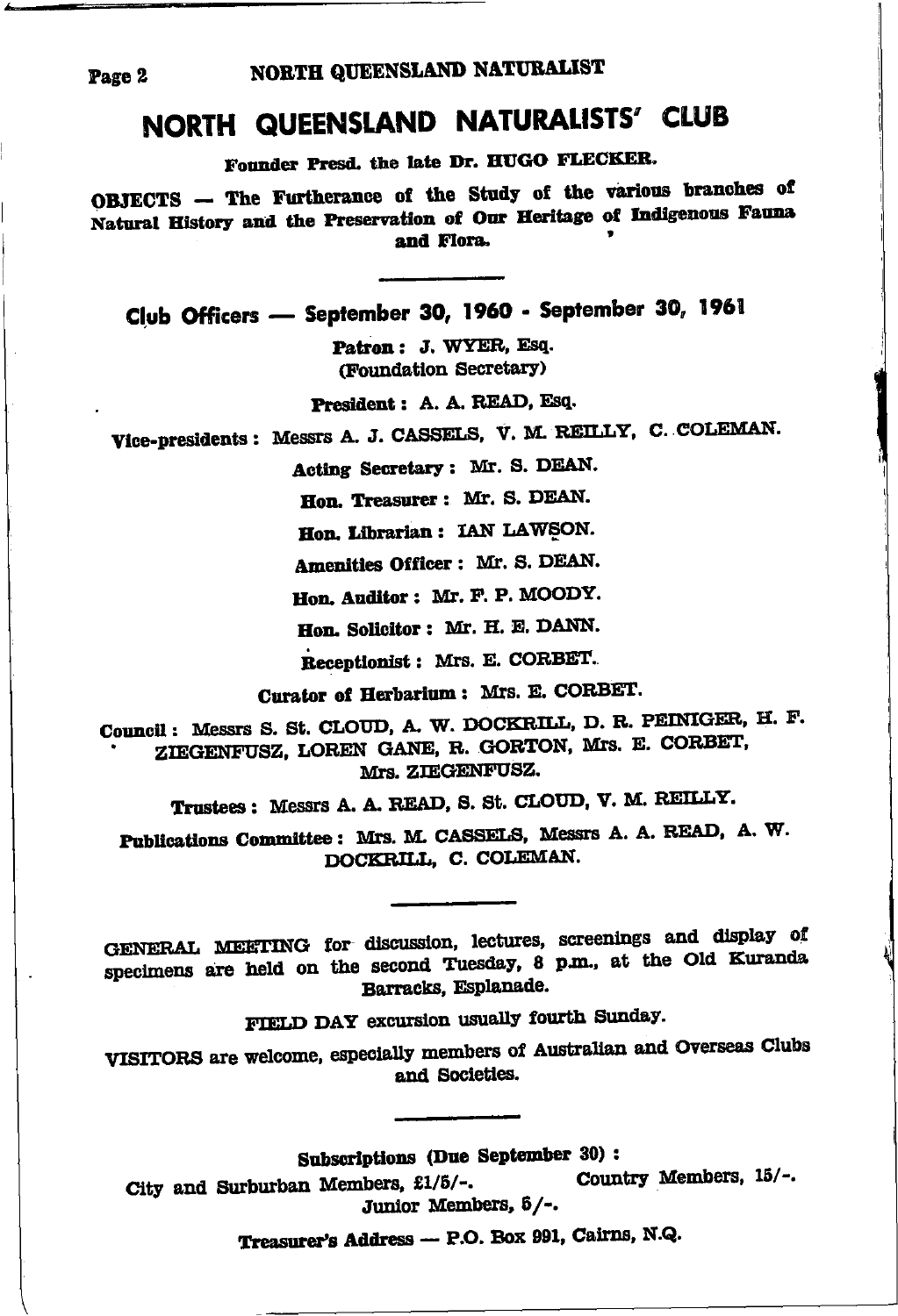# NORTH QUEENSLAND NATURALISTS' CLUB

Founder Presd. the late Dr. HUGO FLECKER.

OBJECTS — The Furtherance of the Study of the various branches of Natural History and the Preservation of Our Heritage of Indigenous Fauna and Flora.

---

## Club Officers — September 30, 1960 - September 30, 1961

**Patron:** J. WYER, Esq. (Foundation Secretary)

**President:** A. A. READ, Esq.

**Vice-presidents:** Messrs A. J. CASSELS, V. M. REILLY, C. COLEMAN.

**Acting Secretary:** Mr. S. DEAN.

**Hon. Treasurer:** Mr. S. DEAN.

**Hon. Librarian:** IAN LAWSON.

**Amenities Officer:** Mr. S. DEAN.

**Hon. Auditor:** Mr. F. P. MOODY.

**Hon. Solicitor:** Mr. H. E. DANN.

**Receptionist:** Mrs. E. CORBET.

**Curator of Herbarium:** Mrs. E. CORBET.

**Council:** Messrs S. St. CLOUD, A. W. DOCKRILL, D. R. PEINIGER, H. F. ZIEGENFUSZ, LOREN GANE, R. GORTON, Mrs. E. CORBET, Mrs. ZIEGENFUSZ.

**Trustees:** Messrs A. A. READ, S. St. CLOUD, V. M. REILLY.

**Publications Committee:** Mrs. M. CASSELS, Messrs A. A. READ, A. W. DOCKRILL, C. COLEMAN.

---

GENERAL MEETING for discussion, lectures, screenings and display of specimens are held on the second Tuesday, 8 p.m., at the Old Kuranda Barracks, Esplanade.

FIELD DAY excursion usually fourth Sunday.

VISITORS are welcome, especially members of Australian and Overseas Clubs and Societies.

---

**Subscriptions (Due September 30):**

City and Surburban Members, £1/5/-. Country Members, 15/-. Junior Members, 5/-.

**Treasurer's Address — P.O. Box 991, Cairns, N.Q.**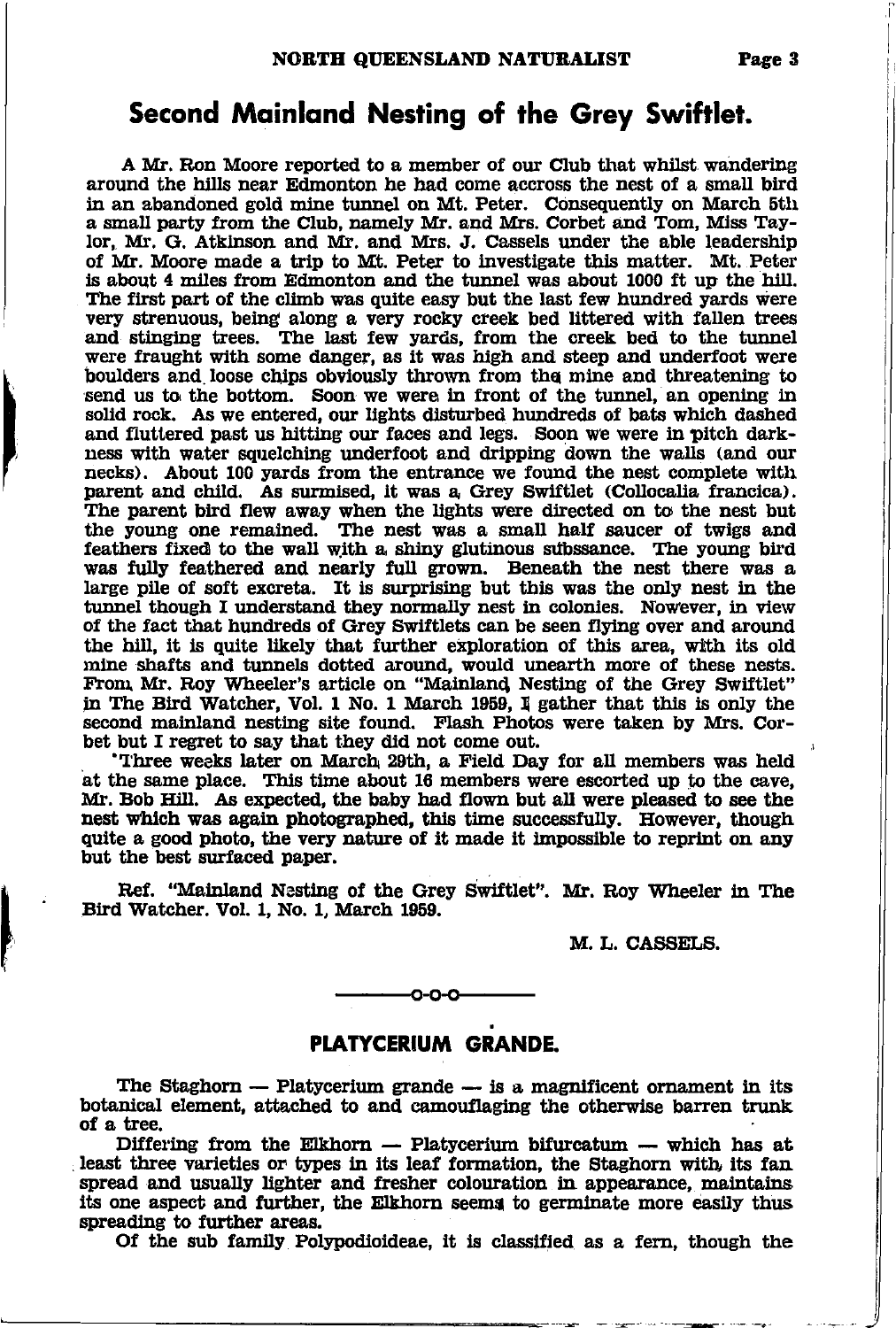## Second Mainland Nesting of the Grey Swiftlet.

A Mr. Ron Moore reported to a member of our Club that whilst wandering around the hills near Edmonton he had come accross the nest of a small bird in an abandoned gold mine tunnel on Mt. Peter. Consequently on March 5th a small party from the Club, namely Mr. and Mrs. Corbet and Tom, Miss Taylor, Mr. G. Atkinson and Mr. and Mrs. J. Cassels under the able leadership of Mr. Moore made a trip to Mt. Peter to investigate this matter. Mt. Peter is about 4 miles from Edmonton and the tunnel was about 1000 ft up the hill. The first part of the climb was quite easy but the last few hundred yards were very strenuous, being along a very rocky creek bed littered with fallen trees and stinging trees. The last few yards, from the creek bed to the tunnel were fraught with some danger, as it was high and steep and underfoot were boulders and loose chips obviously thrown from the mine and threatening to send us to the bottom. Soon we were in front of the tunnel, an opening in solid rock. As we entered, our lights disturbed hundreds of bats which dashed and fluttered past us hitting our faces and legs. Soon we were in pitch darkness with water squelching underfoot and dripping down the walls (and our necks). About 100 yards from the entrance we found the nest complete with parent and child. As surmised, it was a Grey Swiftlet (Collocalia francica). The parent bird flew away when the lights were directed on to the nest but the young one remained. The nest was a small half saucer of twigs and feathers fixed to the wall with a shiny glutinous subssance. The young bird was fully feathered and nearly full grown. Beneath the nest there was a large pile of soft excreta. It is surprising but this was the only nest in the tunnel though I understand they normally nest in colonies. Nowever, in view of the fact that hundreds of Grey Swiftlets can be seen flying over and around the hill, it is quite likely that further exploration of this area, with its old mine shafts and tunnels dotted around, would unearth more of these nests. From Mr. Roy Wheeler's article on "Mainland Nesting of the Grey Swiftlet" in The Bird Watcher, Vol. 1 No. 1 March 1959, I gather that this is only the second mainland nesting site found. Flash Photos were taken by Mrs. Corbet but I regret to say that they did not come out.

Three weeks later on March 29th, a Field Day for all members was held at the same place. This time about 16 members were escorted up to the cave, Mr. Bob Hill. As expected, the baby had flown but all were pleased to see the nest which was again photographed, this time successfully. However, though quite a good photo, the very nature of it made it impossible to reprint on any but the best surfaced paper.

Ref. "Mainland Nesting of the Grey Swiftlet". Mr. Roy Wheeler in The Bird Watcher. Vol. 1, No. 1, March 1959.

M. L. CASSELS.

o-o-o

## PLATYCERIUM GRANDE.

The Staghorn — Platycerium grande — is a magnificent ornament in its botanical element, attached to and camouflaging the otherwise barren trunk of a tree.

Differing from the Elkhorn — Platycerium bifurcatum — which has at least three varieties or types in its leaf formation, the Staghorn with its fan spread and usually lighter and fresher colouration in appearance, maintains its one aspect and further, the Elkhorn seems to germinate more easily thus spreading to further areas.

Of the sub family Polypodioideae, it is classified as a fern, though the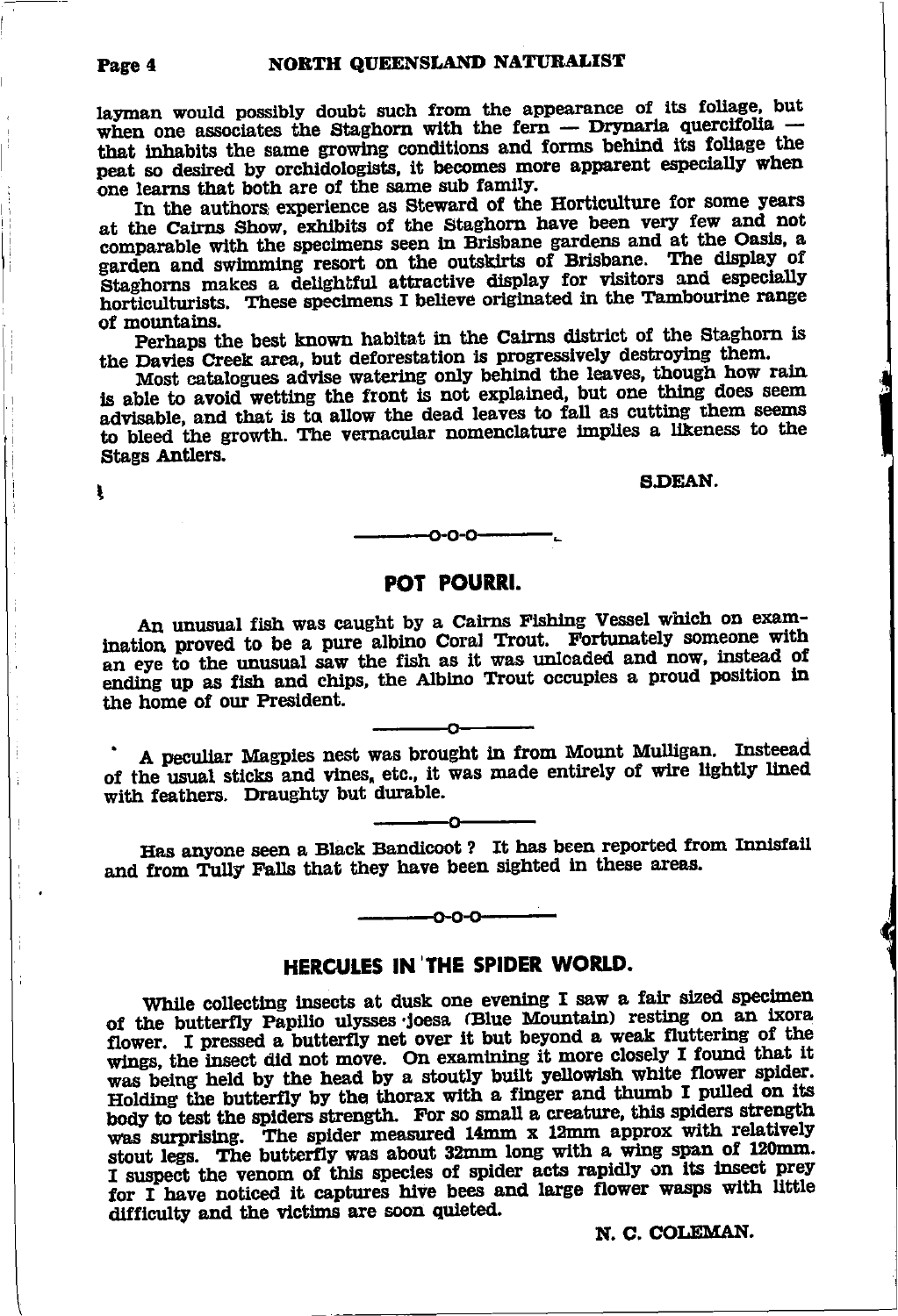layman would possibly doubt such from the appearance of its foliage, but when one associates the Staghorn with the fern — Drynaria quercifolia — that inhabits the same growing conditions and forms behind its foliage the peat so desired by orchidologists, it becomes more apparent especially when one learns that both are of the same sub family.

In the authors experience as Steward of the Horticulture for some years at the Cairns Show, exhibits of the Staghorn have been very few and not comparable with the specimens seen in Brisbane gardens and at the Oasis, a garden and swimming resort on the outskirts of Brisbane. The display of Staghorns makes a delightful attractive display for visitors and especially horticulturists. These specimens I believe originated in the Tambourine range of mountains.

Perhaps the best known habitat in the Cairns district of the Staghorn is the Davies Creek area, but deforestation is progressively destroying them.

Most catalogues advise watering only behind the leaves, though how rain is able to avoid wetting the front is not explained, but one thing does seem advisable, and that is to allow the dead leaves to fall as cutting them seems to bleed the growth. The vernacular nomenclature implies a likeness to the Stags Antlers.

S.DEAN.

---

## POT POURRI.

An unusual fish was caught by a Cairns Fishing Vessel which on examination proved to be a pure albino Coral Trout. Fortunately someone with an eye to the unusual saw the fish as it was unloaded and now, instead of ending up as fish and chips, the Albino Trout occupies a proud position in the home of our President.

---

A peculiar Magpies nest was brought in from Mount Mulligan. Insteead of the usual sticks and vines, etc., it was made entirely of wire lightly lined with feathers. Draughty but durable.

---

Has anyone seen a Black Bandicoot ? It has been reported from Innisfail and from Tully Falls that they have been sighted in these areas.

---

## HERCULES IN THE SPIDER WORLD.

While collecting insects at dusk one evening I saw a fair sized specimen of the butterfly Papilio ulysses joesa (Blue Mountain) resting on an ixora flower. I pressed a butterfly net over it but beyond a weak fluttering of the wings, the insect did not move. On examining it more closely I found that it was being held by the head by a stoutly built yellowish white flower spider. Holding the butterfly by the thorax with a finger and thumb I pulled on its body to test the spiders strength. For so small a creature, this spiders strength was surprising. The spider measured 14mm x 12mm approx with relatively stout legs. The butterfly was about 32mm long with a wing span of 120mm. I suspect the venom of this species of spider acts rapidly on its insect prey for I have noticed it captures hive bees and large flower wasps with little difficulty and the victims are soon quieted.

N. C. COLEMAN.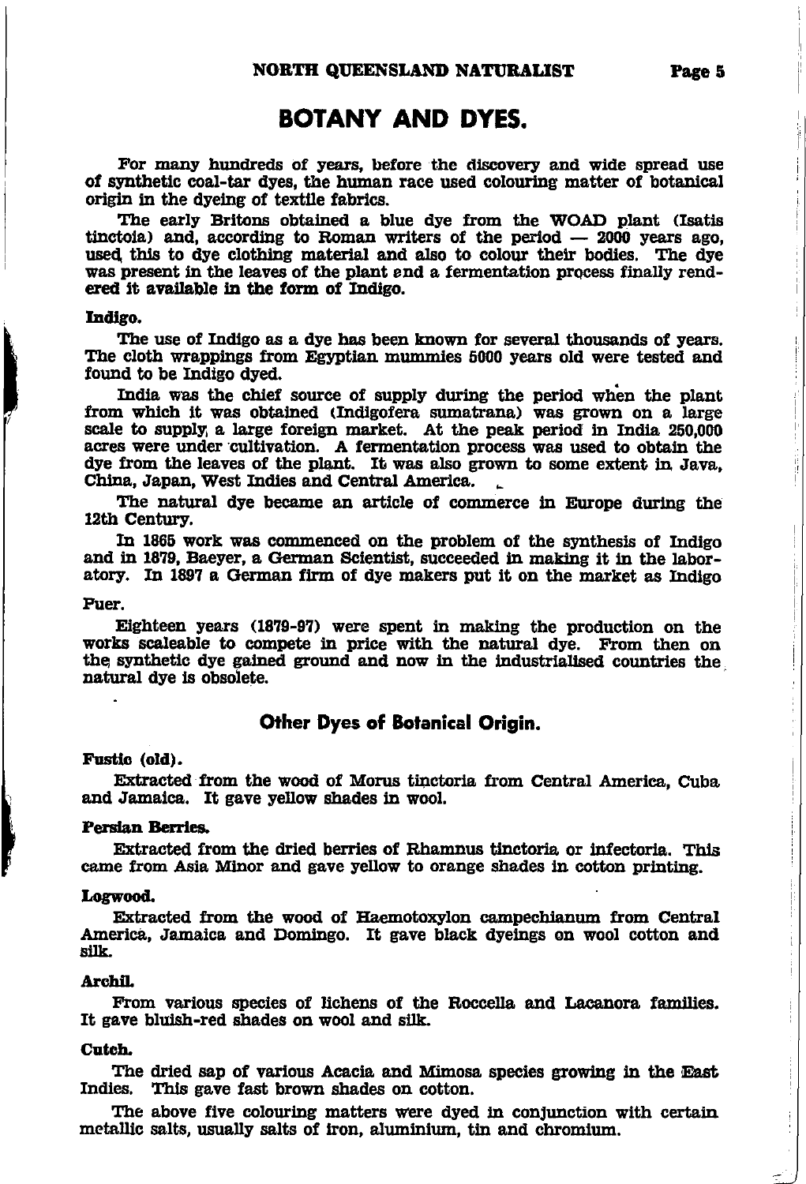# BOTANY AND DYES.

For many hundreds of years, before the discovery and wide spread use of synthetic coal-tar dyes, the human race used colouring matter of botanical origin in the dyeing of textile fabrics.

The early Britons obtained a blue dye from the WOAD plant (Isatis tinctoia) and, according to Roman writers of the period — 2000 years ago, used this to dye clothing material and also to colour their bodies. The dye was present in the leaves of the plant and a fermentation process finally rendered it available in the form of Indigo.

**Indigo.**

The use of Indigo as a dye has been known for several thousands of years. The cloth wrappings from Egyptian mummies 5000 years old were tested and found to be Indigo dyed.

India was the chief source of supply during the period when the plant from which it was obtained (Indigofera sumatrana) was grown on a large scale to supply a large foreign market. At the peak period in India 250,000 acres were under cultivation. A fermentation process was used to obtain the dye from the leaves of the plant. It was also grown to some extent in Java, China, Japan, West Indies and Central America.

The natural dye became an article of commerce in Europe during the 12th Century.

In 1865 work was commenced on the problem of the synthesis of Indigo and in 1879, Baeyer, a German Scientist, succeeded in making it in the laboratory. In 1897 a German firm of dye makers put it on the market as Indigo Puer.

Eighteen years (1879-97) were spent in making the production on the works scaleable to compete in price with the natural dye. From then on the synthetic dye gained ground and now in the industrialised countries the natural dye is obsolete.

## Other Dyes of Botanical Origin.

**Fustic (old).**

Extracted from the wood of Morus tinctoria from Central America, Cuba and Jamaica. It gave yellow shades in wool.

**Persian Berries.**

Extracted from the dried berries of Rhamnus tinctoria or infectoria. This came from Asia Minor and gave yellow to orange shades in cotton printing.

**Logwood.**

Extracted from the wood of Haemotoxylon campechianum from Central America, Jamaica and Domingo. It gave black dyeings on wool cotton and silk.

**Archil.**

From various species of lichens of the Roccella and Lacanora families. It gave bluish-red shades on wool and silk.

**Cutch.**

The dried sap of various Acacia and Mimosa species growing in the East Indies. This gave fast brown shades on cotton.

The above five colouring matters were dyed in conjunction with certain metallic salts, usually salts of iron, aluminium, tin and chromium.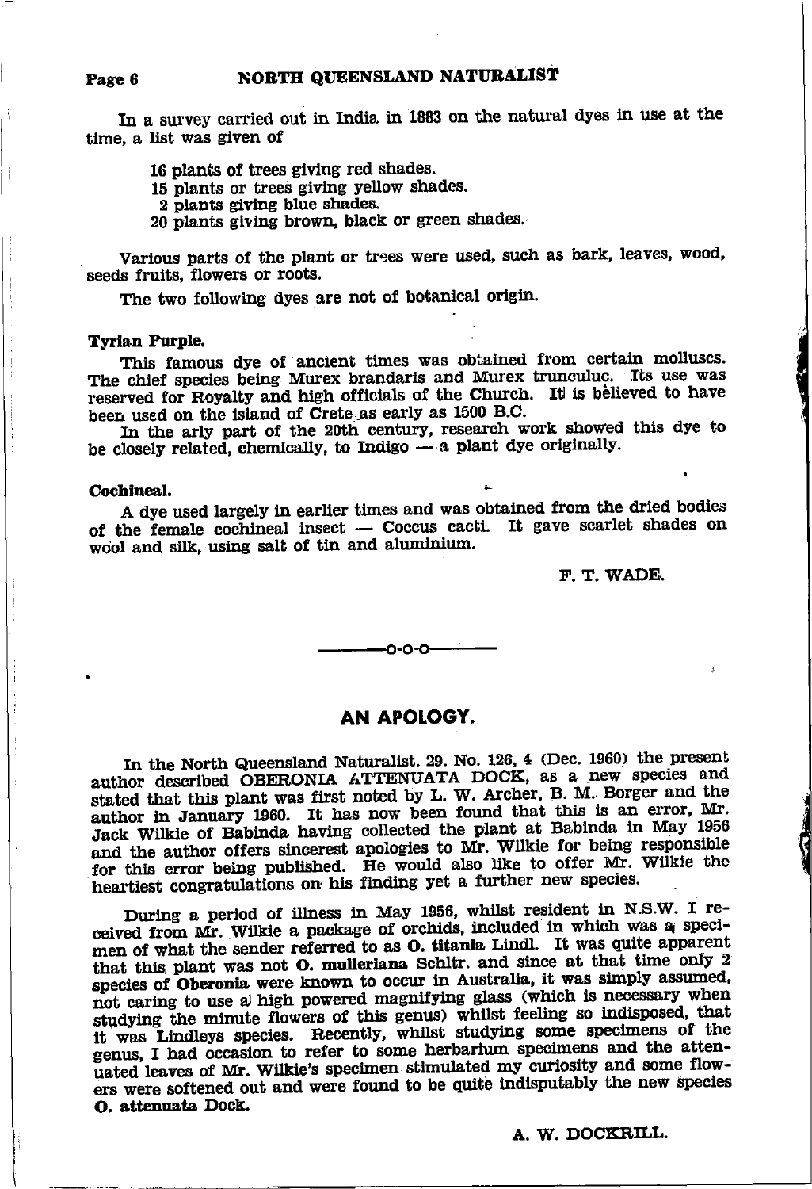In a survey carried out in India in 1883 on the natural dyes in use at the time, a list was given of

16 plants of trees giving red shades.
15 plants or trees giving yellow shades.
2 plants giving blue shades.
20 plants giving brown, black or green shades.

Various parts of the plant or trees were used, such as bark, leaves, wood, seeds fruits, flowers or roots.

The two following dyes are not of botanical origin.

**Tyrian Purple.**

This famous dye of ancient times was obtained from certain molluscs. The chief species being Murex brandaris and Murex trunculuc. Its use was reserved for Royalty and high officials of the Church. It is believed to have been used on the island of Crete as early as 1500 B.C.

In the arly part of the 20th century, research work showed this dye to be closely related, chemically, to Indigo — a plant dye originally.

**Cochineal.**

A dye used largely in earlier times and was obtained from the dried bodies of the female cochineal insect — Coccus cacti. It gave scarlet shades on wool and silk, using salt of tin and aluminium.

F. T. WADE.

---

## AN APOLOGY.

In the North Queensland Naturalist. 29. No. 126, 4 (Dec. 1960) the present author described OBERONIA ATTENUATA DOCK, as a new species and stated that this plant was first noted by L. W. Archer, B. M. Borger and the author in January 1960. It has now been found that this is an error, Mr. Jack Wilkie of Babinda having collected the plant at Babinda in May 1956 and the author offers sincerest apologies to Mr. Wilkie for being responsible for this error being published. He would also like to offer Mr. Wilkie the heartiest congratulations on his finding yet a further new species.

During a period of illness in May 1956, whilst resident in N.S.W. I received from Mr. Wilkie a package of orchids, included in which was a specimen of what the sender referred to as **O. titania** Lindl. It was quite apparent that this plant was not **O. mulleriana** Schltr. and since at that time only 2 species of **Oberonia** were known to occur in Australia, it was simply assumed, not caring to use a high powered magnifying glass (which is necessary when studying the minute flowers of this genus) whilst feeling so indisposed, that it was Lindleys species. Recently, whilst studying some specimens of the genus, I had occasion to refer to some herbarium specimens and the attenuated leaves of Mr. Wilkie's specimen stimulated my curiosity and some flowers were softened out and were found to be quite indisputably the new species **O. attenuata** Dock.

A. W. DOCKRILL.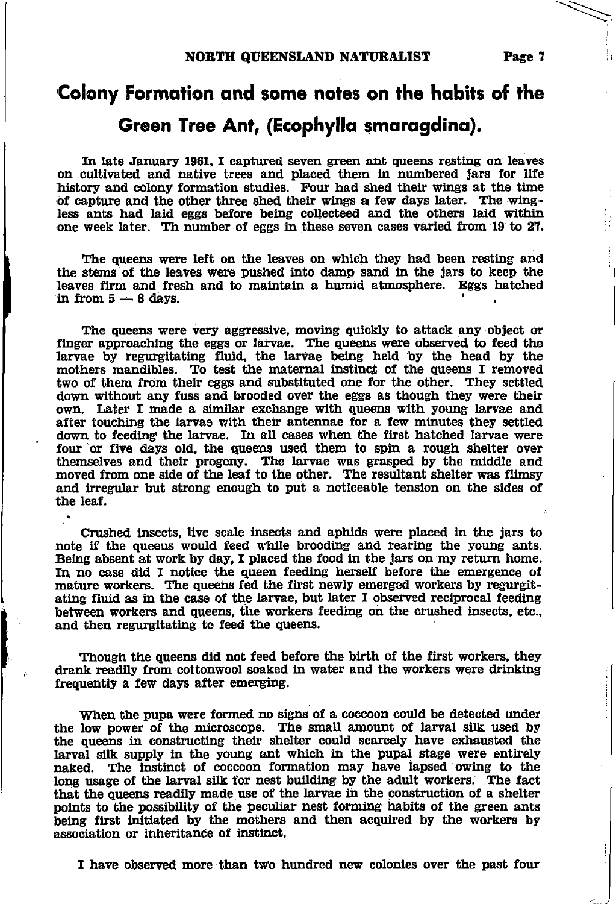# Colony Formation and some notes on the habits of the Green Tree Ant, (Ecophylla smaragdina).

In late January 1961, I captured seven green ant queens resting on leaves on cultivated and native trees and placed them in numbered jars for life history and colony formation studies. Four had shed their wings at the time of capture and the other three shed their wings a few days later. The wingless ants had laid eggs before being collecteed and the others laid within one week later. Th number of eggs in these seven cases varied from 19 to 27.

The queens were left on the leaves on which they had been resting and the stems of the leaves were pushed into damp sand in the jars to keep the leaves firm and fresh and to maintain a humid atmosphere. Eggs hatched in from 5 — 8 days.

The queens were very aggressive, moving quickly to attack any object or finger approaching the eggs or larvae. The queens were observed to feed the larvae by regurgitating fluid, the larvae being held by the head by the mothers mandibles. To test the maternal instinct of the queens I removed two of them from their eggs and substituted one for the other. They settled down without any fuss and brooded over the eggs as though they were their own. Later I made a similar exchange with queens with young larvae and after touching the larvae with their antennae for a few minutes they settled down to feeding the larvae. In all cases when the first hatched larvae were four or five days old, the queens used them to spin a rough shelter over themselves and their progeny. The larvae was grasped by the middle and moved from one side of the leaf to the other. The resultant shelter was flimsy and irregular but strong enough to put a noticeable tension on the sides of the leaf.

Crushed insects, live scale insects and aphids were placed in the jars to note if the queens would feed while brooding and rearing the young ants. Being absent at work by day, I placed the food in the jars on my return home. In no case did I notice the queen feeding herself before the emergence of mature workers. The queens fed the first newly emerged workers by regurgitating fluid as in the case of the larvae, but later I observed reciprocal feeding between workers and queens, the workers feeding on the crushed insects, etc., and then regurgitating to feed the queens.

Though the queens did not feed before the birth of the first workers, they drank readily from cottonwool soaked in water and the workers were drinking frequently a few days after emerging.

When the pupa were formed no signs of a coccoon could be detected under the low power of the microscope. The small amount of larval silk used by the queens in constructing their shelter could scarcely have exhausted the larval silk supply in the young ant which in the pupal stage were entirely naked. The instinct of coccoon formation may have lapsed owing to the long usage of the larval silk for nest building by the adult workers. The fact that the queens readily made use of the larvae in the construction of a shelter points to the possibility of the peculiar nest forming habits of the green ants being first initiated by the mothers and then acquired by the workers by association or inheritance of instinct.

I have observed more than two hundred new colonies over the past four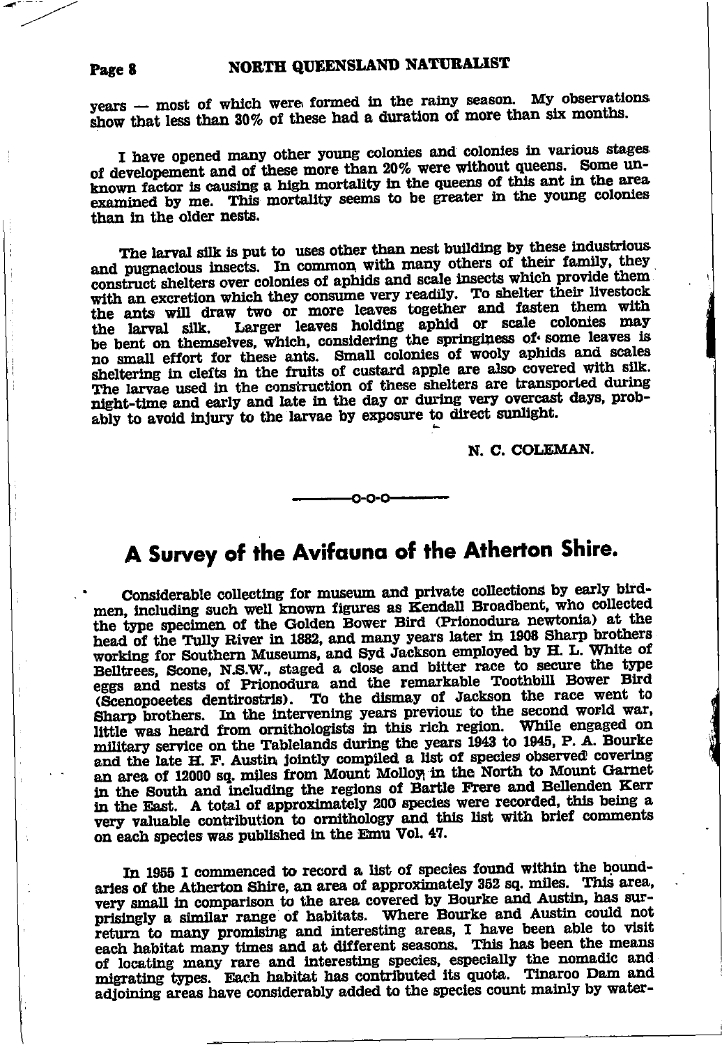years — most of which were formed in the rainy season. My observations show that less than 30% of these had a duration of more than six months.

I have opened many other young colonies and colonies in various stages of developement and of these more than 20% were without queens. Some unknown factor is causing a high mortality in the queens of this ant in the area examined by me. This mortality seems to be greater in the young colonies than in the older nests.

The larval silk is put to uses other than nest building by these industrious and pugnacious insects. In common with many others of their family, they construct shelters over colonies of aphids and scale insects which provide them with an excretion which they consume very readily. To shelter their livestock the ants will draw two or more leaves together and fasten them with the larval silk. Larger leaves holding aphid or scale colonies may be bent on themselves, which, considering the springiness of some leaves is no small effort for these ants. Small colonies of wooly aphids and scales sheltering in clefts in the fruits of custard apple are also covered with silk. The larvae used in the construction of these shelters are transported during night-time and early and late in the day or during very overcast days, probably to avoid injury to the larvae by exposure to direct sunlight.

N. C. COLEMAN.

—o-o-o—

# A Survey of the Avifauna of the Atherton Shire.

Considerable collecting for museum and private collections by early birdmen, including such well known figures as Kendall Broadbent, who collected the type specimen of the Golden Bower Bird (Prionodura newtonia) at the head of the Tully River in 1882, and many years later in 1908 Sharp brothers working for Southern Museums, and Syd Jackson employed by H. L. White of Belltrees, Scone, N.S.W., staged a close and bitter race to secure the type eggs and nests of Prionodura and the remarkable Toothbill Bower Bird (Scenopoeetes dentirostris). To the dismay of Jackson the race went to Sharp brothers. In the intervening years previous to the second world war, little was heard from ornithologists in this rich region. While engaged on military service on the Tablelands during the years 1943 to 1945, P. A. Bourke and the late H. F. Austin jointly compiled a list of species observed covering an area of 12000 sq. miles from Mount Molloy in the North to Mount Garnet in the South and including the regions of Bartle Frere and Bellenden Kerr in the East. A total of approximately 200 species were recorded, this being a very valuable contribution to ornithology and this list with brief comments on each species was published in the Emu Vol. 47.

In 1955 I commenced to record a list of species found within the boundaries of the Atherton Shire, an area of approximately 352 sq. miles. This area, very small in comparison to the area covered by Bourke and Austin, has surprisingly a similar range of habitats. Where Bourke and Austin could not return to many promising and interesting areas, I have been able to visit each habitat many times and at different seasons. This has been the means of locating many rare and interesting species, especially the nomadic and migrating types. Each habitat has contributed its quota. Tinaroo Dam and adjoining areas have considerably added to the species count mainly by water-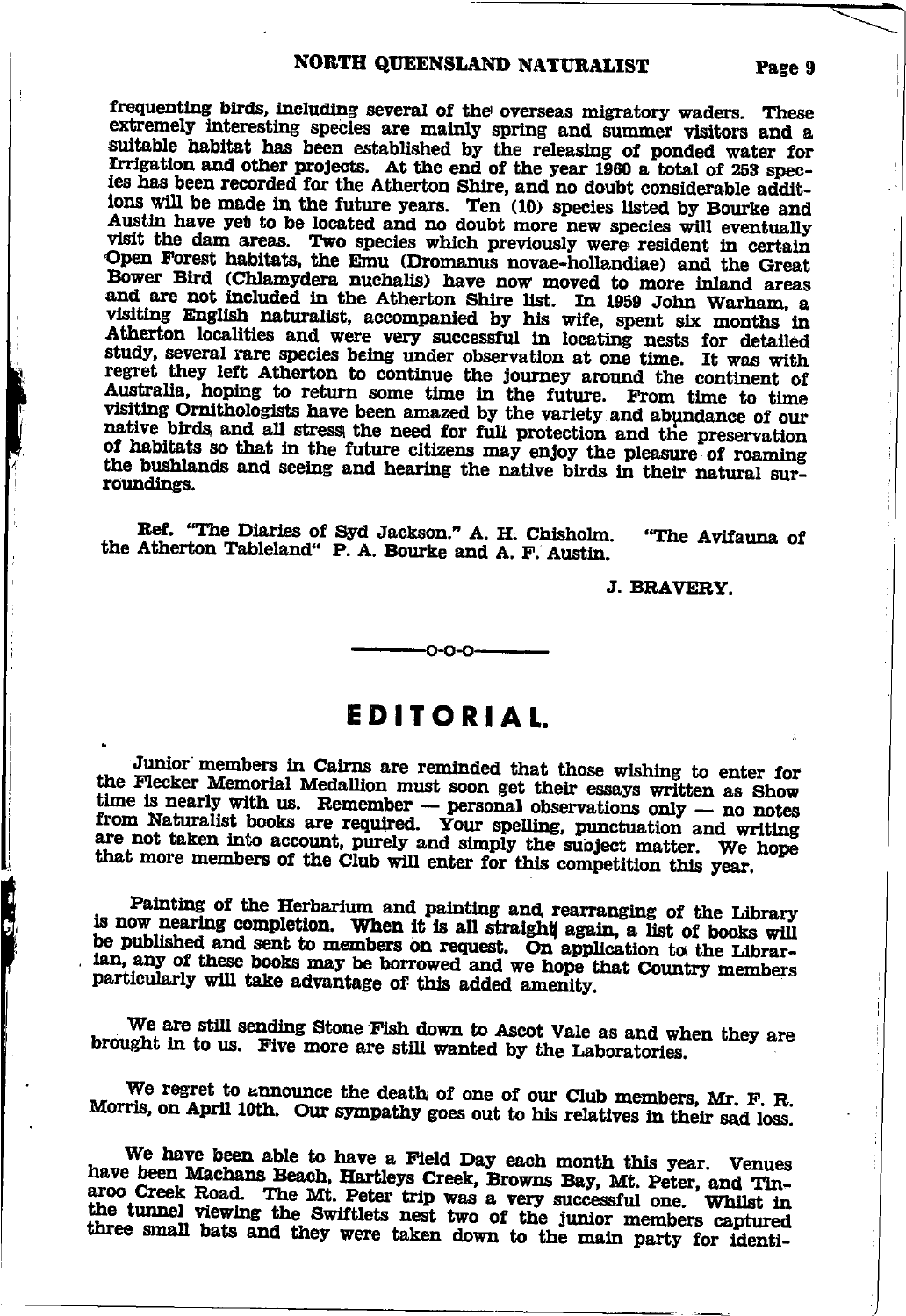frequenting birds, including several of the overseas migratory waders. These extremely interesting species are mainly spring and summer visitors and a suitable habitat has been established by the releasing of ponded water for Irrigation and other projects. At the end of the year 1960 a total of 253 species has been recorded for the Atherton Shire, and no doubt considerable additions will be made in the future years. Ten (10) species listed by Bourke and Austin have yet to be located and no doubt more new species will eventually visit the dam areas. Two species which previously were resident in certain Open Forest habitats, the Emu (Dromanus novae-hollandiae) and the Great Bower Bird (Chlamydera nuchalis) have now moved to more inland areas and are not included in the Atherton Shire list. In 1959 John Warham, a visiting English naturalist, accompanied by his wife, spent six months in Atherton localities and were very successful in locating nests for detailed study, several rare species being under observation at one time. It was with regret they left Atherton to continue the journey around the continent of Australia, hoping to return some time in the future. From time to time visiting Ornithologists have been amazed by the variety and abundance of our native birds and all stress the need for full protection and the preservation of habitats so that in the future citizens may enjoy the pleasure of roaming the bushlands and seeing and hearing the native birds in their natural surroundings.

**Ref.** "The Diaries of Syd Jackson." A. H. Chisholm. "The Avifauna of the Atherton Tableland" P. A. Bourke and A. F. Austin.

J. BRAVERY.

-o-o-o-

# EDITORIAL.

Junior members in Cairns are reminded that those wishing to enter for the Flecker Memorial Medallion must soon get their essays written as Show time is nearly with us. Remember — personal observations only — no notes from Naturalist books are required. Your spelling, punctuation and writing are not taken into account, purely and simply the subject matter. We hope that more members of the Club will enter for this competition this year.

Painting of the Herbarium and painting and rearranging of the Library is now nearing completion. When it is all straight again, a list of books will be published and sent to members on request. On application to the Librarian, any of these books may be borrowed and we hope that Country members particularly will take advantage of this added amenity.

We are still sending Stone Fish down to Ascot Vale as and when they are brought in to us. Five more are still wanted by the Laboratories.

We regret to announce the death of one of our Club members, Mr. F. R. Morris, on April 10th. Our sympathy goes out to his relatives in their sad loss.

We have been able to have a Field Day each month this year. Venues have been Machans Beach, Hartleys Creek, Browns Bay, Mt. Peter, and Tinaroo Creek Road. The Mt. Peter trip was a very successful one. Whilst in the tunnel viewing the Swiftlets nest two of the junior members captured three small bats and they were taken down to the main party for identi-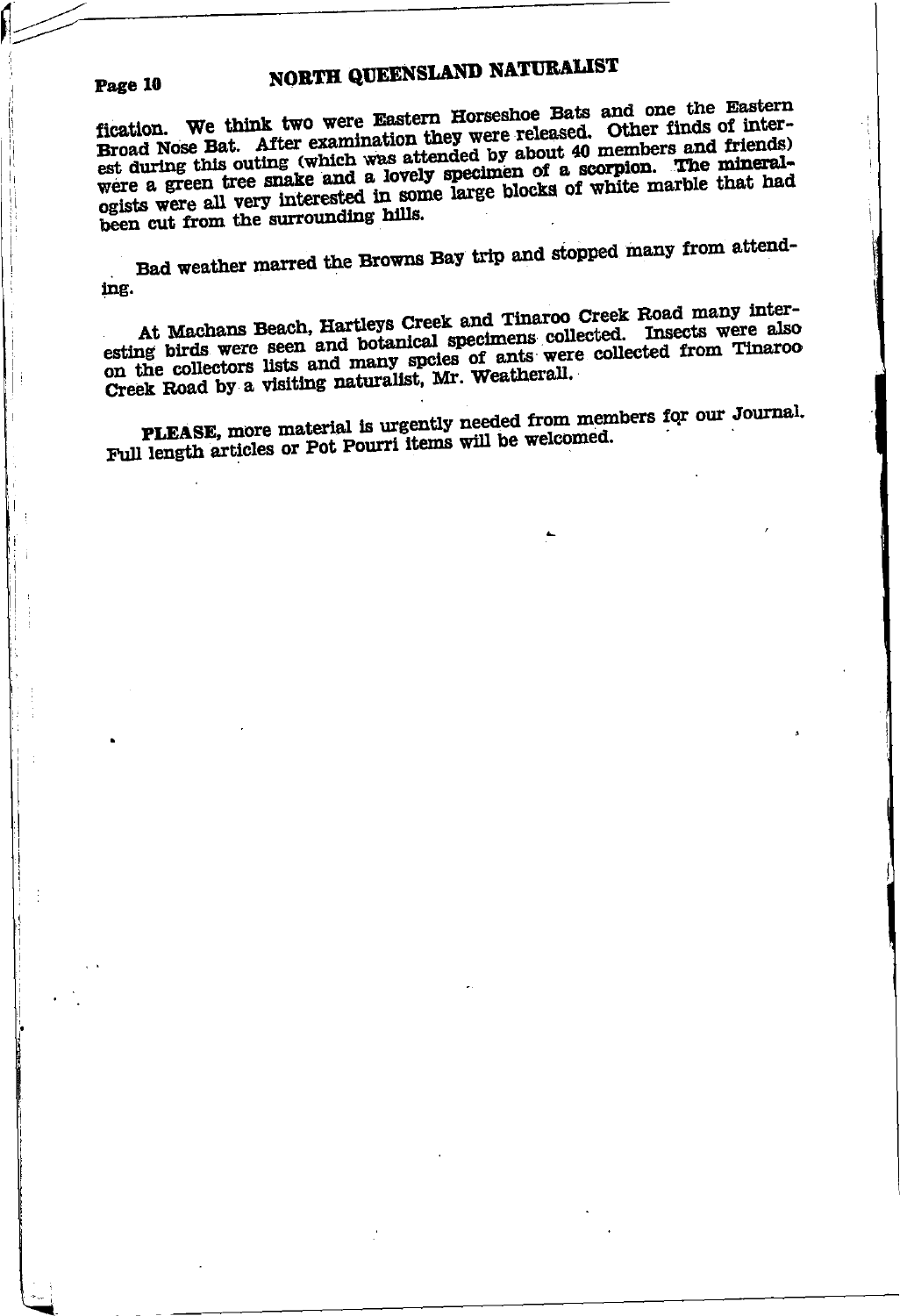fication. We think two were Eastern Horseshoe Bats and one the Eastern Broad Nose Bat. After examination they were released. Other finds of interest during this outing (which was attended by about 40 members and friends) were a green tree snake and a lovely specimen of a scorpion. The mineralogists were all very interested in some large blocks of white marble that had been cut from the surrounding hills.

Bad weather marred the Browns Bay trip and stopped many from attending.

At Machans Beach, Hartleys Creek and Tinaroo Creek Road many interesting birds were seen and botanical specimens collected. Insects were also on the collectors lists and many spcies of ants were collected from Tinaroo Creek Road by a visiting naturalist, Mr. Weatherall.

**PLEASE**, more material is urgently needed from members for our Journal. Full length articles or Pot Pourri items will be welcomed.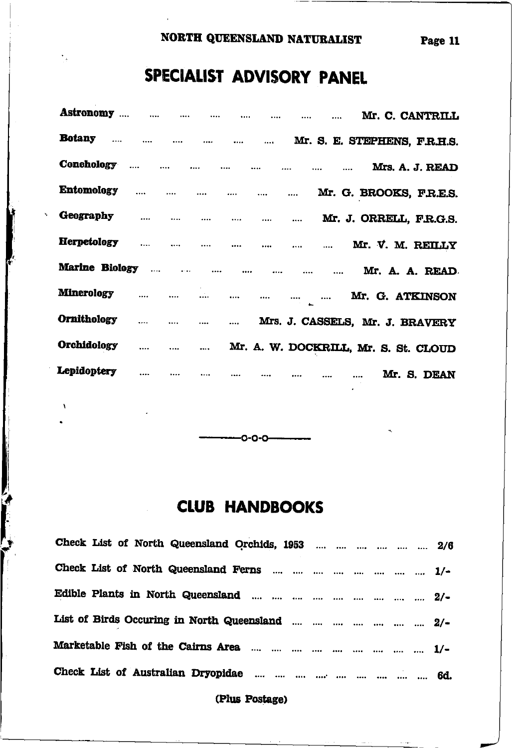## SPECIALIST ADVISORY PANEL

| | |
|---|---|
| **Astronomy** | Mr. C. CANTRILL |
| **Botany** | Mr. S. E. STEPHENS, F.R.H.S. |
| **Conchology** | Mrs. A. J. READ |
| **Entomology** | Mr. G. BROOKS, F.R.E.S. |
| **Geography** | Mr. J. ORRELL, F.R.G.S. |
| **Herpetology** | Mr. V. M. REILLY |
| **Marine Biology** | Mr. A. A. READ |
| **Minerology** | Mr. G. ATKINSON |
| **Ornithology** | Mrs. J. CASSELS, Mr. J. BRAVERY |
| **Orchidology** | Mr. A. W. DOCKRILL, Mr. S. St. CLOUD |
| **Lepidoptery** | Mr. S. DEAN |

---

## CLUB HANDBOOKS

| | |
|---|---|
| Check List of North Queensland Orchids, 1953 | 2/6 |
| Check List of North Queensland Ferns | 1/- |
| Edible Plants in North Queensland | 2/- |
| List of Birds Occuring in North Queensland | 2/- |
| Marketable Fish of the Cairns Area | 1/- |
| Check List of Australian Dryopidae | 6d. |

(Plus Postage)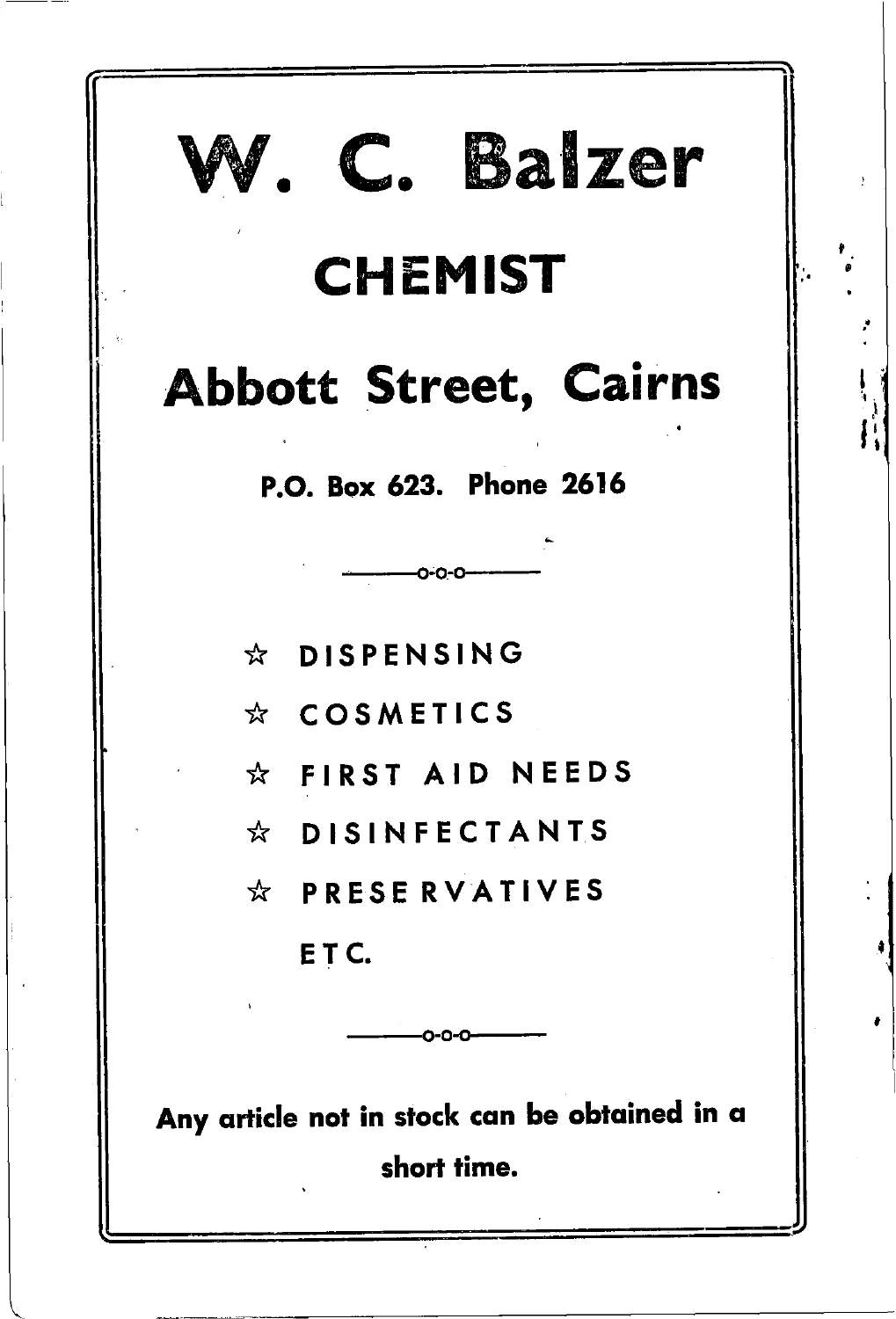# W. C. Balzer

## CHEMIST

## Abbott Street, Cairns

**P.O. Box 623. Phone 2616**

—o-o-o—

- ☆ DISPENSING
- ☆ COSMETICS
- ☆ FIRST AID NEEDS
- ☆ DISINFECTANTS
- ☆ PRESERVATIVES

ETC.

—o-o-o—

**Any article not in stock can be obtained in a short time.**